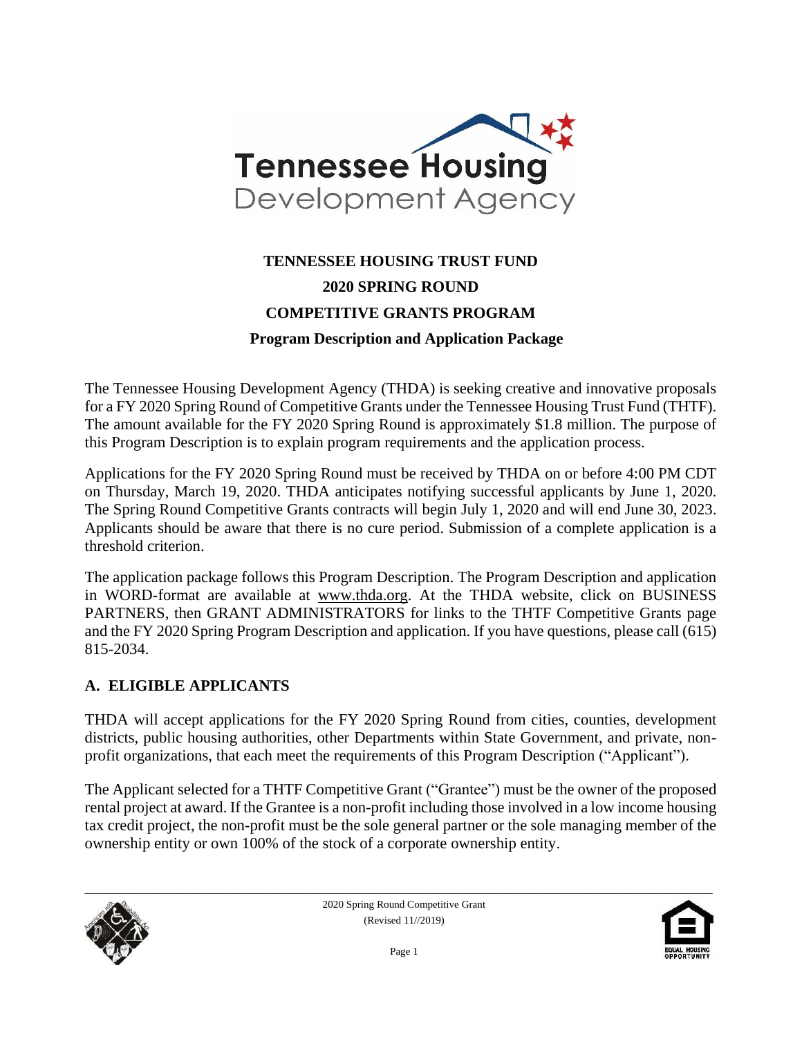# TENNESSEE HOUSING TRUST FUND

## 2020 SPRING ROUND

## COMPETITIVE GRANTS PROGRAM

### Program Description and Application Package

The Tennessee Housing Development Agency (THDA) is seeking creative and innovative proposals for a FY 2020 Spring Round of Competitive Grants under the Tennessee Housing Trust Fund (THTF). The amount available for the FY 2020 Spring Round is approximately $1.8 million. The purpose of this Program Description is to explain program requirements and the application process.

Applications for the FY 2020 Spring Round must be received by THDA on or before 4:00 PM CDT on Thursday, March 19, 2020. THDA anticipates notifying successful applicants by June 1, 2020. The Spring Round Competitive Grants contracts will begin July 1, 2020 and will end June 30, 2023. Applicants should be aware that there is no cure period. Submission of a complete application is a threshold criterion.

The application package follows this Program Description. The Program Description and application in WORD-format are available at www.thda.org. At the THDA website, click on BUSINESS PARTNERS, then GRANT ADMINISTRATORS for links to the THTF Competitive Grants page and the FY 2020 Spring Program Description and application. If you have questions, please call (615) 815-2034.

## A. ELIGIBLE APPLICANTS

THDA will accept applications for the FY 2020 Spring Round from cities, counties, development districts, public housing authorities, other Departments within State Government, and private, non-profit organizations, that each meet the requirements of this Program Description ("Applicant").

The Applicant selected for a THTF Competitive Grant ("Grantee") must be the owner of the proposed rental project at award. If the Grantee is a non-profit including those involved in a low income housing tax credit project, the non-profit must be the sole general partner or the sole managing member of the ownership entity or own 100% of the stock of a corporate ownership entity.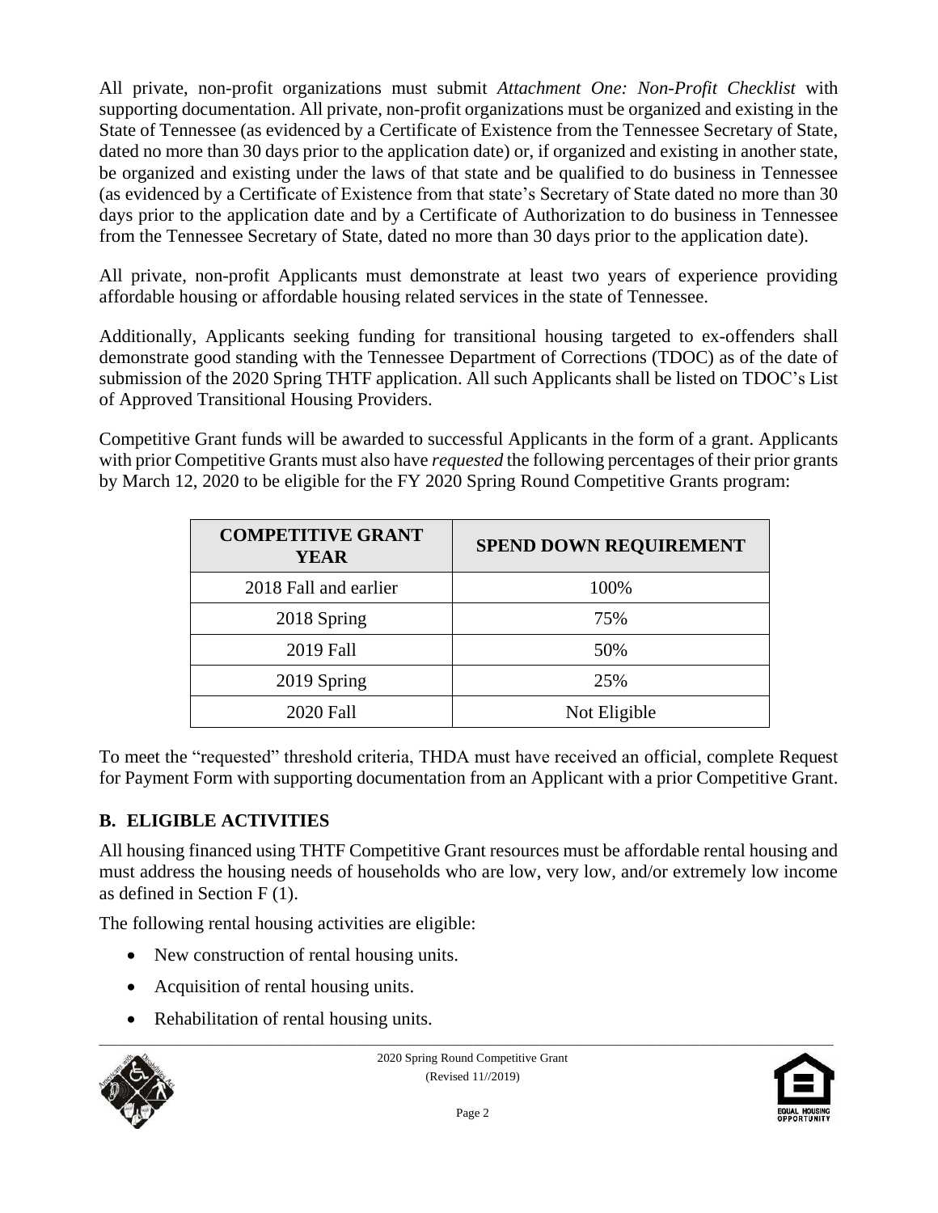All private, non-profit organizations must submit *Attachment One: Non-Profit Checklist* with supporting documentation. All private, non-profit organizations must be organized and existing in the State of Tennessee (as evidenced by a Certificate of Existence from the Tennessee Secretary of State, dated no more than 30 days prior to the application date) or, if organized and existing in another state, be organized and existing under the laws of that state and be qualified to do business in Tennessee (as evidenced by a Certificate of Existence from that state's Secretary of State dated no more than 30 days prior to the application date and by a Certificate of Authorization to do business in Tennessee from the Tennessee Secretary of State, dated no more than 30 days prior to the application date).

All private, non-profit Applicants must demonstrate at least two years of experience providing affordable housing or affordable housing related services in the state of Tennessee.

Additionally, Applicants seeking funding for transitional housing targeted to ex-offenders shall demonstrate good standing with the Tennessee Department of Corrections (TDOC) as of the date of submission of the 2020 Spring THTF application. All such Applicants shall be listed on TDOC's List of Approved Transitional Housing Providers.

Competitive Grant funds will be awarded to successful Applicants in the form of a grant. Applicants with prior Competitive Grants must also have *requested* the following percentages of their prior grants by March 12, 2020 to be eligible for the FY 2020 Spring Round Competitive Grants program:

| COMPETITIVE GRANT YEAR | SPEND DOWN REQUIREMENT |
| --- | --- |
| 2018 Fall and earlier | 100% |
| 2018 Spring | 75% |
| 2019 Fall | 50% |
| 2019 Spring | 25% |
| 2020 Fall | Not Eligible |

To meet the "requested" threshold criteria, THDA must have received an official, complete Request for Payment Form with supporting documentation from an Applicant with a prior Competitive Grant.

## B. ELIGIBLE ACTIVITIES

All housing financed using THTF Competitive Grant resources must be affordable rental housing and must address the housing needs of households who are low, very low, and/or extremely low income as defined in Section F (1).

The following rental housing activities are eligible:

- New construction of rental housing units.
- Acquisition of rental housing units.
- Rehabilitation of rental housing units.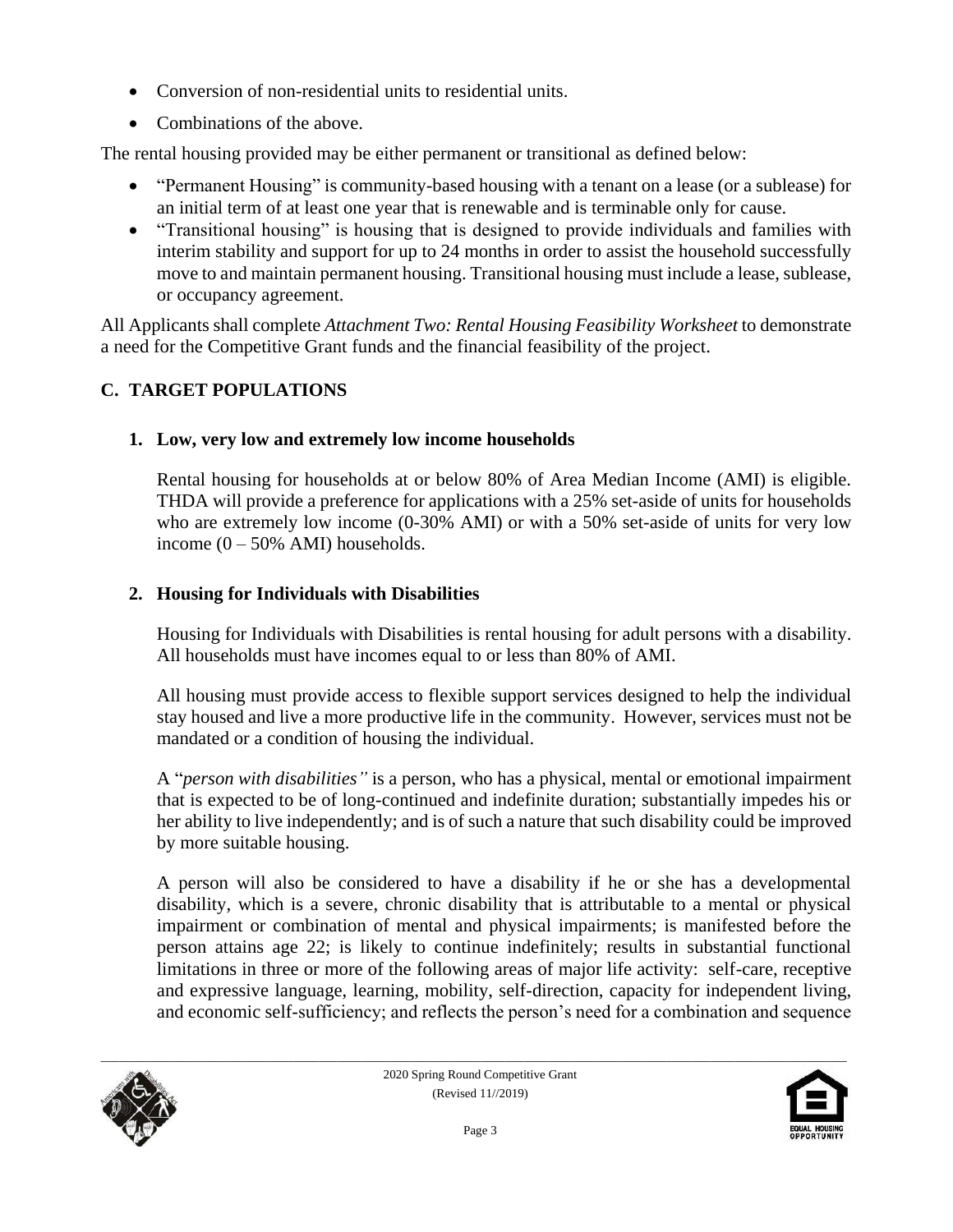- Conversion of non-residential units to residential units.
- Combinations of the above.

The rental housing provided may be either permanent or transitional as defined below:

- "Permanent Housing" is community-based housing with a tenant on a lease (or a sublease) for an initial term of at least one year that is renewable and is terminable only for cause.
- "Transitional housing" is housing that is designed to provide individuals and families with interim stability and support for up to 24 months in order to assist the household successfully move to and maintain permanent housing. Transitional housing must include a lease, sublease, or occupancy agreement.

All Applicants shall complete *Attachment Two: Rental Housing Feasibility Worksheet* to demonstrate a need for the Competitive Grant funds and the financial feasibility of the project.

## C. TARGET POPULATIONS

### 1. Low, very low and extremely low income households

Rental housing for households at or below 80% of Area Median Income (AMI) is eligible. THDA will provide a preference for applications with a 25% set-aside of units for households who are extremely low income (0-30% AMI) or with a 50% set-aside of units for very low income (0 – 50% AMI) households.

### 2. Housing for Individuals with Disabilities

Housing for Individuals with Disabilities is rental housing for adult persons with a disability. All households must have incomes equal to or less than 80% of AMI.

All housing must provide access to flexible support services designed to help the individual stay housed and live a more productive life in the community. However, services must not be mandated or a condition of housing the individual.

A "*person with disabilities"* is a person, who has a physical, mental or emotional impairment that is expected to be of long-continued and indefinite duration; substantially impedes his or her ability to live independently; and is of such a nature that such disability could be improved by more suitable housing.

A person will also be considered to have a disability if he or she has a developmental disability, which is a severe, chronic disability that is attributable to a mental or physical impairment or combination of mental and physical impairments; is manifested before the person attains age 22; is likely to continue indefinitely; results in substantial functional limitations in three or more of the following areas of major life activity: self-care, receptive and expressive language, learning, mobility, self-direction, capacity for independent living, and economic self-sufficiency; and reflects the person's need for a combination and sequence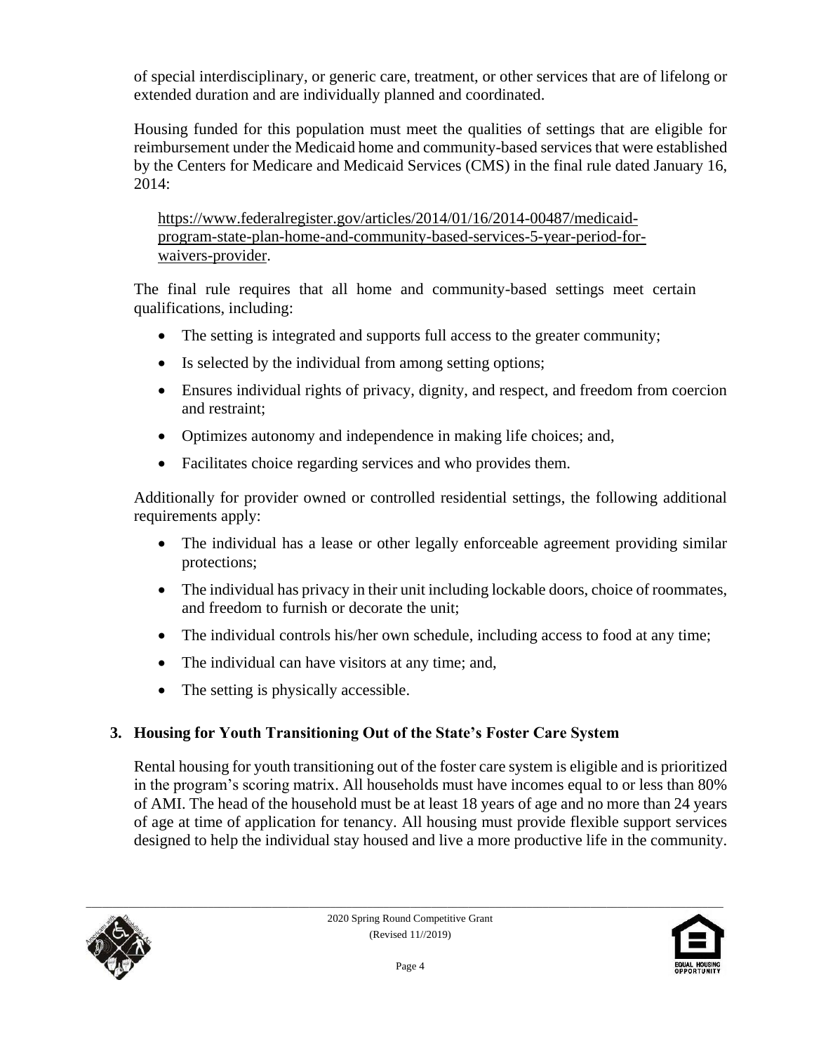of special interdisciplinary, or generic care, treatment, or other services that are of lifelong or extended duration and are individually planned and coordinated.

Housing funded for this population must meet the qualities of settings that are eligible for reimbursement under the Medicaid home and community-based services that were established by the Centers for Medicare and Medicaid Services (CMS) in the final rule dated January 16, 2014:

https://www.federalregister.gov/articles/2014/01/16/2014-00487/medicaid-program-state-plan-home-and-community-based-services-5-year-period-for-waivers-provider.

The final rule requires that all home and community-based settings meet certain qualifications, including:

- The setting is integrated and supports full access to the greater community;
- Is selected by the individual from among setting options;
- Ensures individual rights of privacy, dignity, and respect, and freedom from coercion and restraint;
- Optimizes autonomy and independence in making life choices; and,
- Facilitates choice regarding services and who provides them.

Additionally for provider owned or controlled residential settings, the following additional requirements apply:

- The individual has a lease or other legally enforceable agreement providing similar protections;
- The individual has privacy in their unit including lockable doors, choice of roommates, and freedom to furnish or decorate the unit;
- The individual controls his/her own schedule, including access to food at any time;
- The individual can have visitors at any time; and,
- The setting is physically accessible.

## 3. Housing for Youth Transitioning Out of the State's Foster Care System

Rental housing for youth transitioning out of the foster care system is eligible and is prioritized in the program's scoring matrix. All households must have incomes equal to or less than 80% of AMI. The head of the household must be at least 18 years of age and no more than 24 years of age at time of application for tenancy. All housing must provide flexible support services designed to help the individual stay housed and live a more productive life in the community.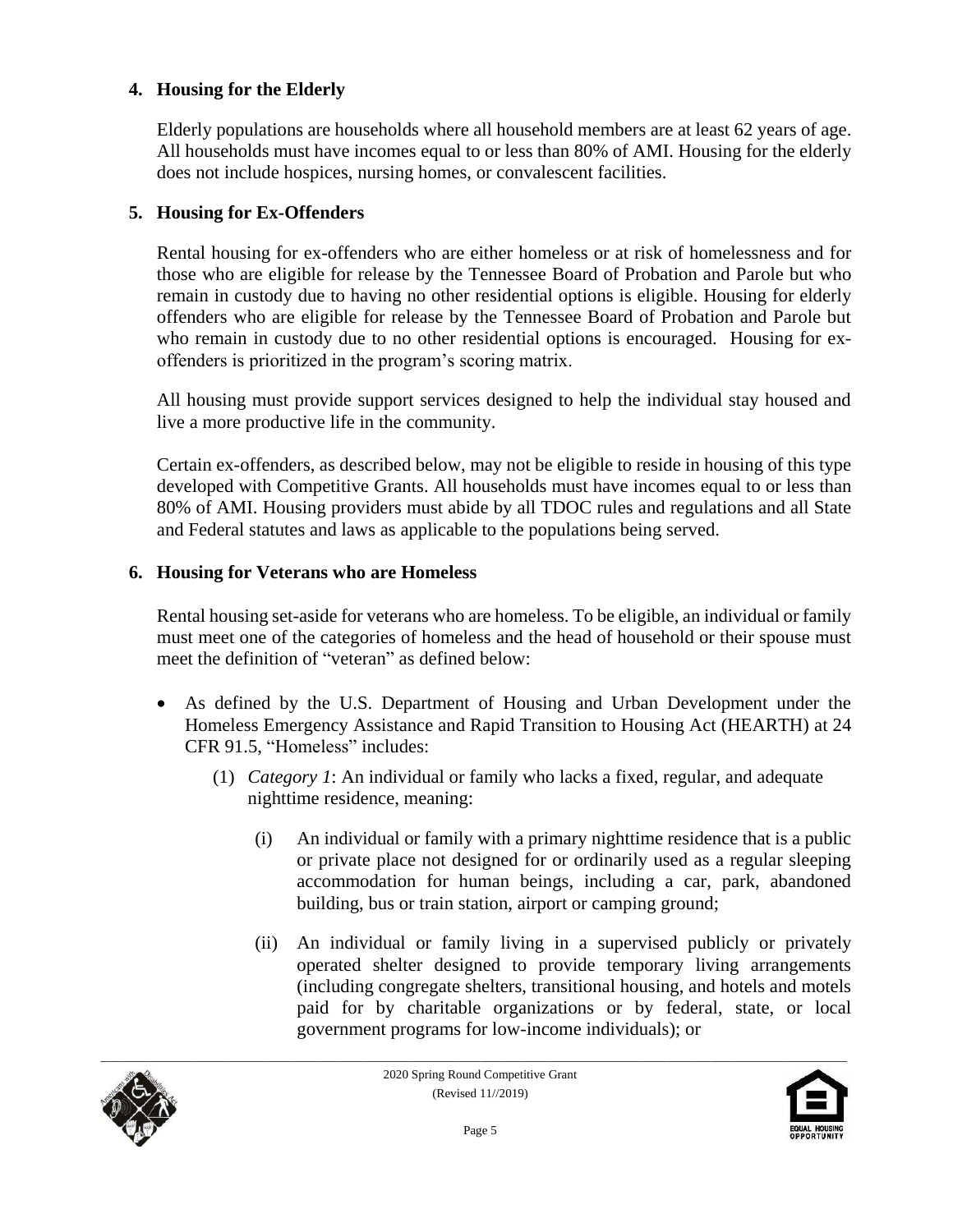**4. Housing for the Elderly**

Elderly populations are households where all household members are at least 62 years of age. All households must have incomes equal to or less than 80% of AMI. Housing for the elderly does not include hospices, nursing homes, or convalescent facilities.

**5. Housing for Ex-Offenders**

Rental housing for ex-offenders who are either homeless or at risk of homelessness and for those who are eligible for release by the Tennessee Board of Probation and Parole but who remain in custody due to having no other residential options is eligible. Housing for elderly offenders who are eligible for release by the Tennessee Board of Probation and Parole but who remain in custody due to no other residential options is encouraged. Housing for ex-offenders is prioritized in the program's scoring matrix.

All housing must provide support services designed to help the individual stay housed and live a more productive life in the community.

Certain ex-offenders, as described below, may not be eligible to reside in housing of this type developed with Competitive Grants. All households must have incomes equal to or less than 80% of AMI. Housing providers must abide by all TDOC rules and regulations and all State and Federal statutes and laws as applicable to the populations being served.

**6. Housing for Veterans who are Homeless**

Rental housing set-aside for veterans who are homeless. To be eligible, an individual or family must meet one of the categories of homeless and the head of household or their spouse must meet the definition of "veteran" as defined below:

- As defined by the U.S. Department of Housing and Urban Development under the Homeless Emergency Assistance and Rapid Transition to Housing Act (HEARTH) at 24 CFR 91.5, "Homeless" includes:
  - (1) *Category 1*: An individual or family who lacks a fixed, regular, and adequate nighttime residence, meaning:
    - (i) An individual or family with a primary nighttime residence that is a public or private place not designed for or ordinarily used as a regular sleeping accommodation for human beings, including a car, park, abandoned building, bus or train station, airport or camping ground;
    - (ii) An individual or family living in a supervised publicly or privately operated shelter designed to provide temporary living arrangements (including congregate shelters, transitional housing, and hotels and motels paid for by charitable organizations or by federal, state, or local government programs for low-income individuals); or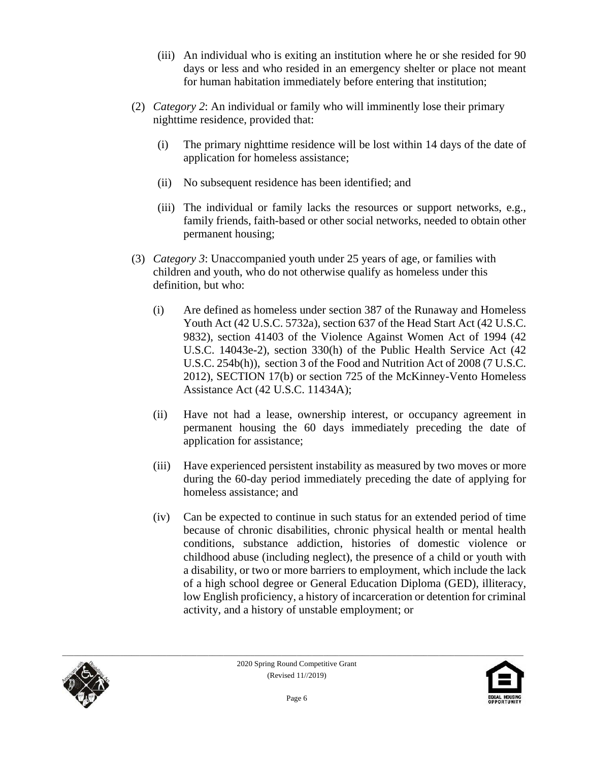(iii) An individual who is exiting an institution where he or she resided for 90 days or less and who resided in an emergency shelter or place not meant for human habitation immediately before entering that institution;

(2) *Category 2*: An individual or family who will imminently lose their primary nighttime residence, provided that:

(i) The primary nighttime residence will be lost within 14 days of the date of application for homeless assistance;

(ii) No subsequent residence has been identified; and

(iii) The individual or family lacks the resources or support networks, e.g., family friends, faith-based or other social networks, needed to obtain other permanent housing;

(3) *Category 3*: Unaccompanied youth under 25 years of age, or families with children and youth, who do not otherwise qualify as homeless under this definition, but who:

(i) Are defined as homeless under section 387 of the Runaway and Homeless Youth Act (42 U.S.C. 5732a), section 637 of the Head Start Act (42 U.S.C. 9832), section 41403 of the Violence Against Women Act of 1994 (42 U.S.C. 14043e-2), section 330(h) of the Public Health Service Act (42 U.S.C. 254b(h)), section 3 of the Food and Nutrition Act of 2008 (7 U.S.C. 2012), SECTION 17(b) or section 725 of the McKinney-Vento Homeless Assistance Act (42 U.S.C. 11434A);

(ii) Have not had a lease, ownership interest, or occupancy agreement in permanent housing the 60 days immediately preceding the date of application for assistance;

(iii) Have experienced persistent instability as measured by two moves or more during the 60-day period immediately preceding the date of applying for homeless assistance; and

(iv) Can be expected to continue in such status for an extended period of time because of chronic disabilities, chronic physical health or mental health conditions, substance addiction, histories of domestic violence or childhood abuse (including neglect), the presence of a child or youth with a disability, or two or more barriers to employment, which include the lack of a high school degree or General Education Diploma (GED), illiteracy, low English proficiency, a history of incarceration or detention for criminal activity, and a history of unstable employment; or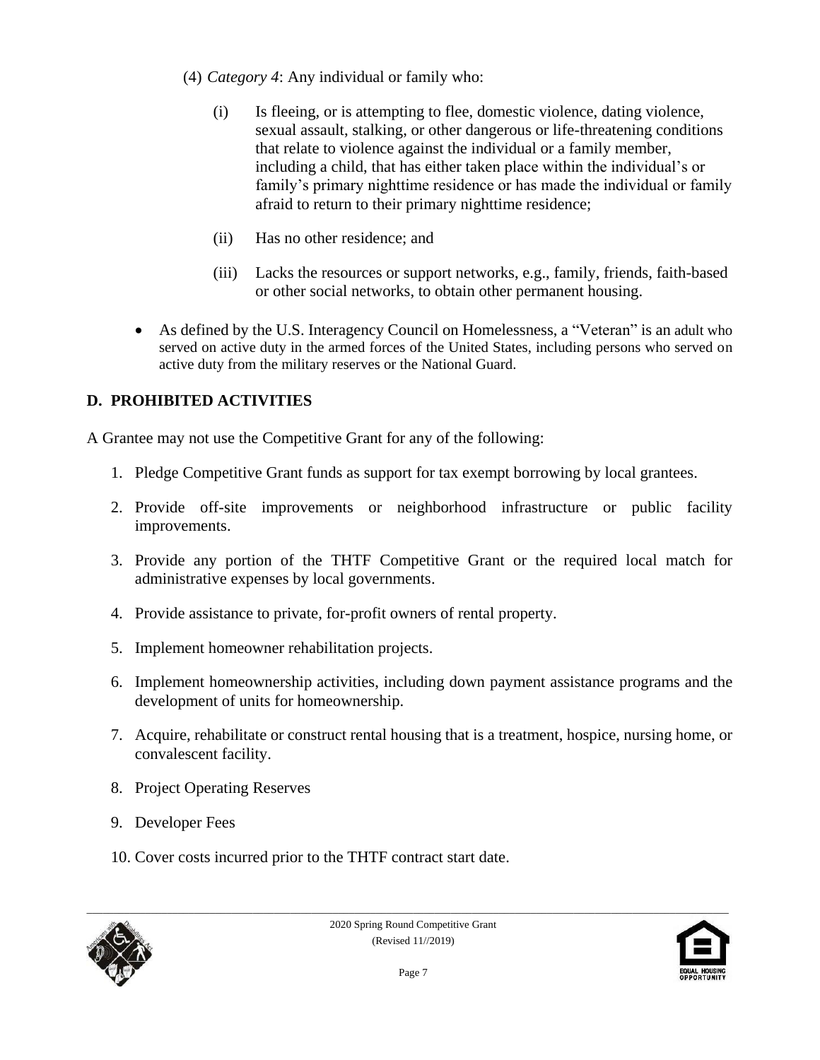(4) *Category 4*: Any individual or family who:

   (i) Is fleeing, or is attempting to flee, domestic violence, dating violence, sexual assault, stalking, or other dangerous or life-threatening conditions that relate to violence against the individual or a family member, including a child, that has either taken place within the individual's or family's primary nighttime residence or has made the individual or family afraid to return to their primary nighttime residence;

   (ii) Has no other residence; and

   (iii) Lacks the resources or support networks, e.g., family, friends, faith-based or other social networks, to obtain other permanent housing.

- As defined by the U.S. Interagency Council on Homelessness, a "Veteran" is an adult who served on active duty in the armed forces of the United States, including persons who served on active duty from the military reserves or the National Guard.

## D. PROHIBITED ACTIVITIES

A Grantee may not use the Competitive Grant for any of the following:

1. Pledge Competitive Grant funds as support for tax exempt borrowing by local grantees.
2. Provide off-site improvements or neighborhood infrastructure or public facility improvements.
3. Provide any portion of the THTF Competitive Grant or the required local match for administrative expenses by local governments.
4. Provide assistance to private, for-profit owners of rental property.
5. Implement homeowner rehabilitation projects.
6. Implement homeownership activities, including down payment assistance programs and the development of units for homeownership.
7. Acquire, rehabilitate or construct rental housing that is a treatment, hospice, nursing home, or convalescent facility.
8. Project Operating Reserves
9. Developer Fees
10. Cover costs incurred prior to the THTF contract start date.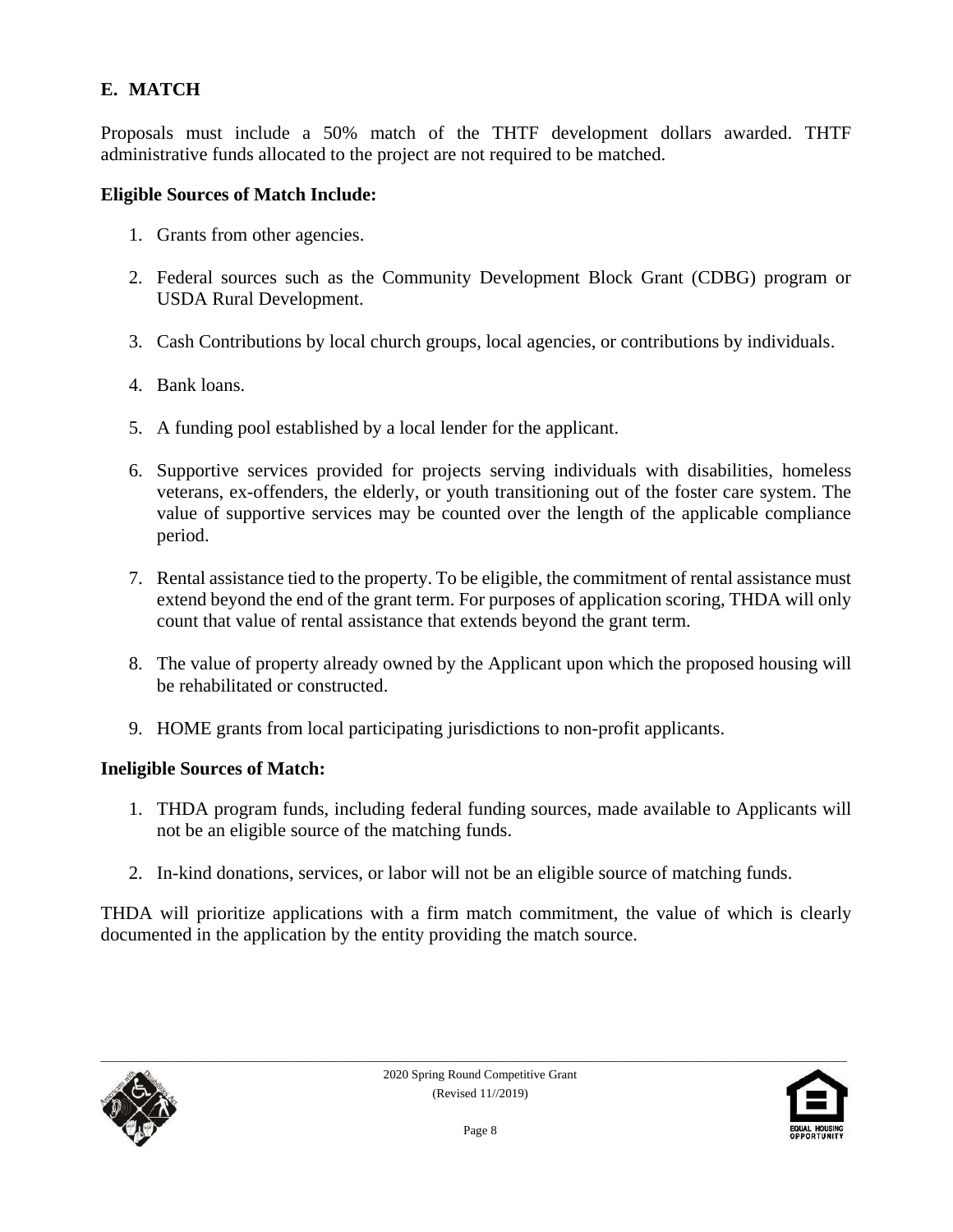## E. MATCH

Proposals must include a 50% match of the THTF development dollars awarded. THTF administrative funds allocated to the project are not required to be matched.

**Eligible Sources of Match Include:**

1. Grants from other agencies.
2. Federal sources such as the Community Development Block Grant (CDBG) program or USDA Rural Development.
3. Cash Contributions by local church groups, local agencies, or contributions by individuals.
4. Bank loans.
5. A funding pool established by a local lender for the applicant.
6. Supportive services provided for projects serving individuals with disabilities, homeless veterans, ex-offenders, the elderly, or youth transitioning out of the foster care system. The value of supportive services may be counted over the length of the applicable compliance period.
7. Rental assistance tied to the property. To be eligible, the commitment of rental assistance must extend beyond the end of the grant term. For purposes of application scoring, THDA will only count that value of rental assistance that extends beyond the grant term.
8. The value of property already owned by the Applicant upon which the proposed housing will be rehabilitated or constructed.
9. HOME grants from local participating jurisdictions to non-profit applicants.

**Ineligible Sources of Match:**

1. THDA program funds, including federal funding sources, made available to Applicants will not be an eligible source of the matching funds.
2. In-kind donations, services, or labor will not be an eligible source of matching funds.

THDA will prioritize applications with a firm match commitment, the value of which is clearly documented in the application by the entity providing the match source.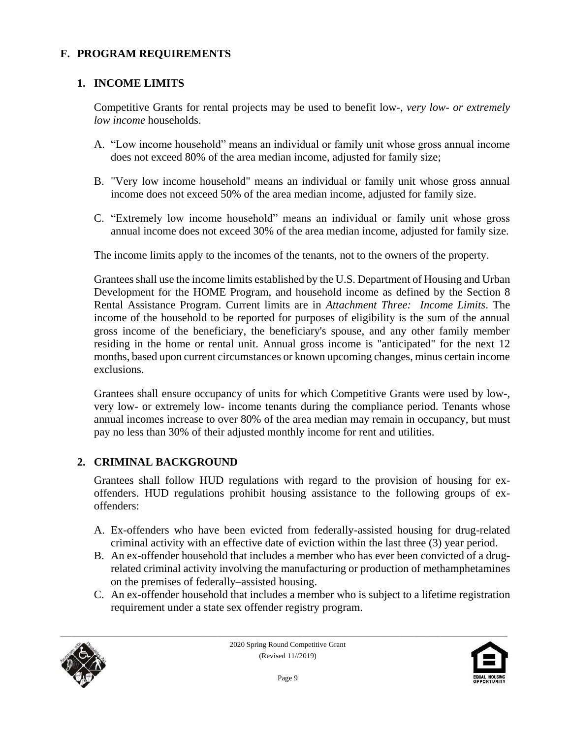## F. PROGRAM REQUIREMENTS

### 1. INCOME LIMITS

Competitive Grants for rental projects may be used to benefit low-, *very low- or extremely low income* households.

A. "Low income household" means an individual or family unit whose gross annual income does not exceed 80% of the area median income, adjusted for family size;

B. "Very low income household" means an individual or family unit whose gross annual income does not exceed 50% of the area median income, adjusted for family size.

C. "Extremely low income household" means an individual or family unit whose gross annual income does not exceed 30% of the area median income, adjusted for family size.

The income limits apply to the incomes of the tenants, not to the owners of the property.

Grantees shall use the income limits established by the U.S. Department of Housing and Urban Development for the HOME Program, and household income as defined by the Section 8 Rental Assistance Program. Current limits are in *Attachment Three: Income Limits*. The income of the household to be reported for purposes of eligibility is the sum of the annual gross income of the beneficiary, the beneficiary's spouse, and any other family member residing in the home or rental unit. Annual gross income is "anticipated" for the next 12 months, based upon current circumstances or known upcoming changes, minus certain income exclusions.

Grantees shall ensure occupancy of units for which Competitive Grants were used by low-, very low- or extremely low- income tenants during the compliance period. Tenants whose annual incomes increase to over 80% of the area median may remain in occupancy, but must pay no less than 30% of their adjusted monthly income for rent and utilities.

### 2. CRIMINAL BACKGROUND

Grantees shall follow HUD regulations with regard to the provision of housing for ex-offenders. HUD regulations prohibit housing assistance to the following groups of ex-offenders:

A. Ex-offenders who have been evicted from federally-assisted housing for drug-related criminal activity with an effective date of eviction within the last three (3) year period.
B. An ex-offender household that includes a member who has ever been convicted of a drug-related criminal activity involving the manufacturing or production of methamphetamines on the premises of federally–assisted housing.
C. An ex-offender household that includes a member who is subject to a lifetime registration requirement under a state sex offender registry program.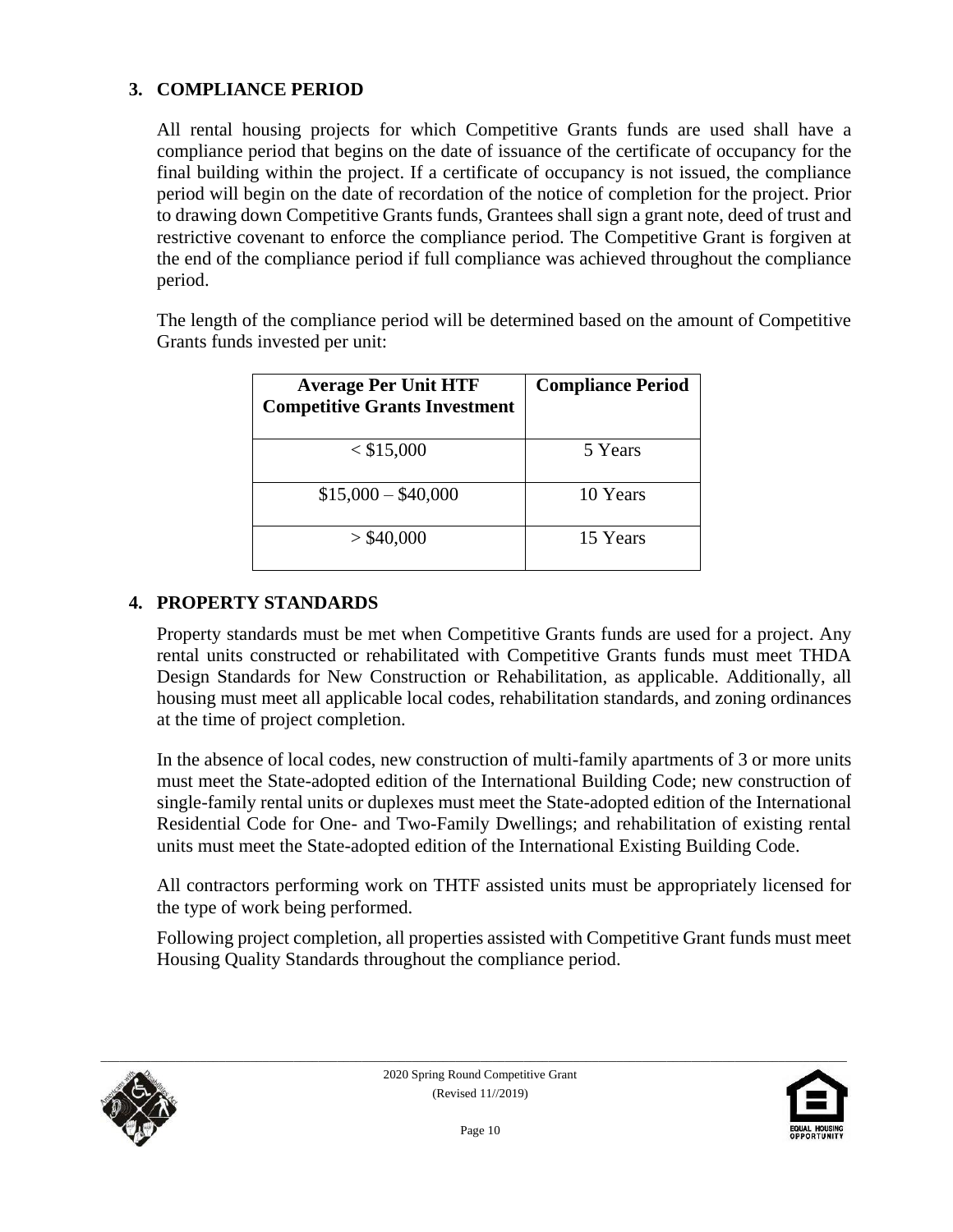## 3. COMPLIANCE PERIOD

All rental housing projects for which Competitive Grants funds are used shall have a compliance period that begins on the date of issuance of the certificate of occupancy for the final building within the project. If a certificate of occupancy is not issued, the compliance period will begin on the date of recordation of the notice of completion for the project. Prior to drawing down Competitive Grants funds, Grantees shall sign a grant note, deed of trust and restrictive covenant to enforce the compliance period. The Competitive Grant is forgiven at the end of the compliance period if full compliance was achieved throughout the compliance period.

The length of the compliance period will be determined based on the amount of Competitive Grants funds invested per unit:

| Average Per Unit HTF Competitive Grants Investment | Compliance Period |
|---|---|
| < $15,000 | 5 Years |
| $15,000 – $40,000 | 10 Years |
| > $40,000 | 15 Years |

## 4. PROPERTY STANDARDS

Property standards must be met when Competitive Grants funds are used for a project. Any rental units constructed or rehabilitated with Competitive Grants funds must meet THDA Design Standards for New Construction or Rehabilitation, as applicable. Additionally, all housing must meet all applicable local codes, rehabilitation standards, and zoning ordinances at the time of project completion.

In the absence of local codes, new construction of multi-family apartments of 3 or more units must meet the State-adopted edition of the International Building Code; new construction of single-family rental units or duplexes must meet the State-adopted edition of the International Residential Code for One- and Two-Family Dwellings; and rehabilitation of existing rental units must meet the State-adopted edition of the International Existing Building Code.

All contractors performing work on THTF assisted units must be appropriately licensed for the type of work being performed.

Following project completion, all properties assisted with Competitive Grant funds must meet Housing Quality Standards throughout the compliance period.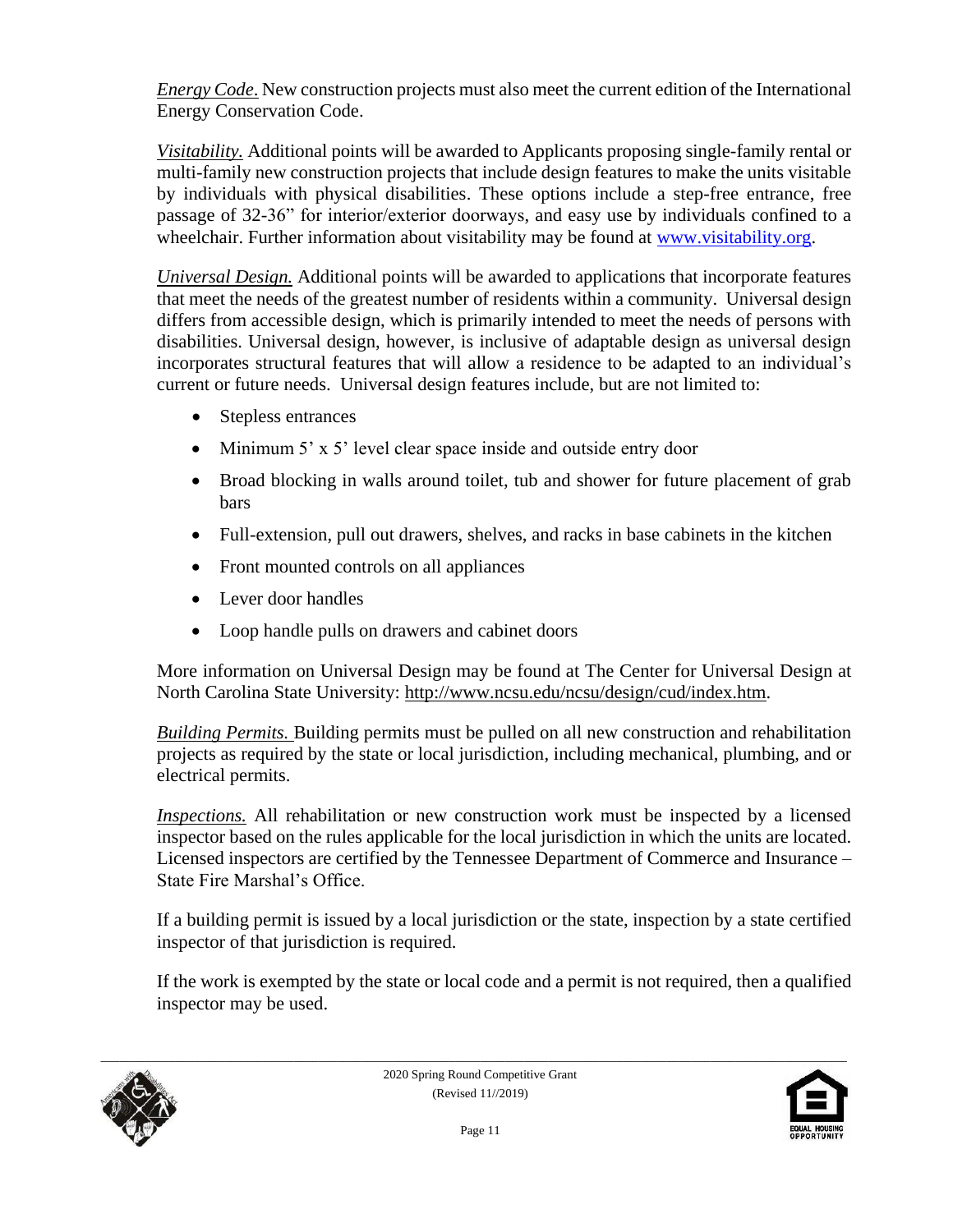*Energy Code.* New construction projects must also meet the current edition of the International Energy Conservation Code.

*Visitability.* Additional points will be awarded to Applicants proposing single-family rental or multi-family new construction projects that include design features to make the units visitable by individuals with physical disabilities. These options include a step-free entrance, free passage of 32-36" for interior/exterior doorways, and easy use by individuals confined to a wheelchair. Further information about visitability may be found at www.visitability.org.

*Universal Design.* Additional points will be awarded to applications that incorporate features that meet the needs of the greatest number of residents within a community. Universal design differs from accessible design, which is primarily intended to meet the needs of persons with disabilities. Universal design, however, is inclusive of adaptable design as universal design incorporates structural features that will allow a residence to be adapted to an individual's current or future needs. Universal design features include, but are not limited to:

- Stepless entrances
- Minimum 5' x 5' level clear space inside and outside entry door
- Broad blocking in walls around toilet, tub and shower for future placement of grab bars
- Full-extension, pull out drawers, shelves, and racks in base cabinets in the kitchen
- Front mounted controls on all appliances
- Lever door handles
- Loop handle pulls on drawers and cabinet doors

More information on Universal Design may be found at The Center for Universal Design at North Carolina State University: http://www.ncsu.edu/ncsu/design/cud/index.htm.

*Building Permits.* Building permits must be pulled on all new construction and rehabilitation projects as required by the state or local jurisdiction, including mechanical, plumbing, and or electrical permits.

*Inspections.* All rehabilitation or new construction work must be inspected by a licensed inspector based on the rules applicable for the local jurisdiction in which the units are located. Licensed inspectors are certified by the Tennessee Department of Commerce and Insurance – State Fire Marshal's Office.

If a building permit is issued by a local jurisdiction or the state, inspection by a state certified inspector of that jurisdiction is required.

If the work is exempted by the state or local code and a permit is not required, then a qualified inspector may be used.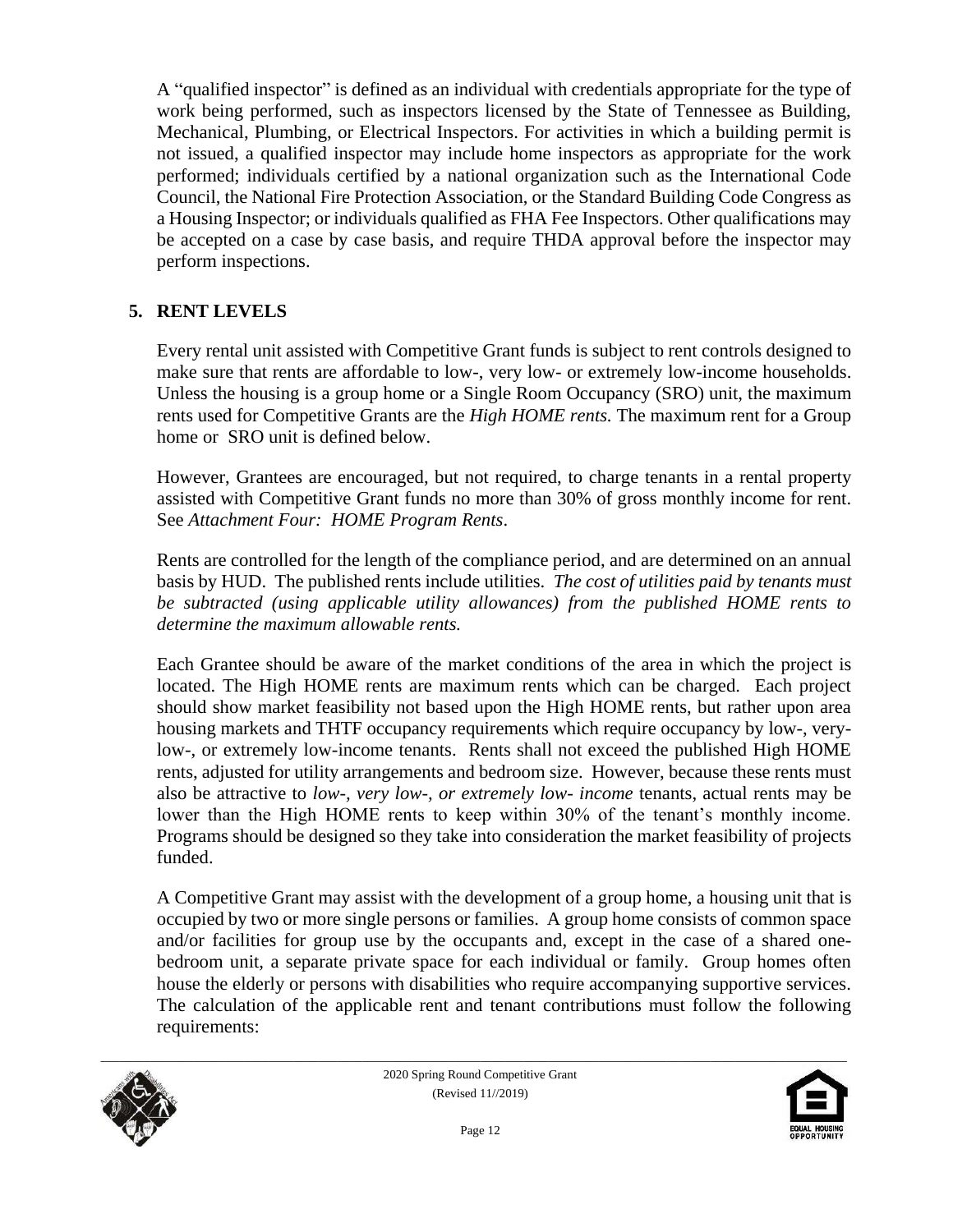A "qualified inspector" is defined as an individual with credentials appropriate for the type of work being performed, such as inspectors licensed by the State of Tennessee as Building, Mechanical, Plumbing, or Electrical Inspectors. For activities in which a building permit is not issued, a qualified inspector may include home inspectors as appropriate for the work performed; individuals certified by a national organization such as the International Code Council, the National Fire Protection Association, or the Standard Building Code Congress as a Housing Inspector; or individuals qualified as FHA Fee Inspectors. Other qualifications may be accepted on a case by case basis, and require THDA approval before the inspector may perform inspections.

## 5. RENT LEVELS

Every rental unit assisted with Competitive Grant funds is subject to rent controls designed to make sure that rents are affordable to low-, very low- or extremely low-income households. Unless the housing is a group home or a Single Room Occupancy (SRO) unit, the maximum rents used for Competitive Grants are the *High HOME rents.* The maximum rent for a Group home or SRO unit is defined below.

However, Grantees are encouraged, but not required, to charge tenants in a rental property assisted with Competitive Grant funds no more than 30% of gross monthly income for rent. See *Attachment Four: HOME Program Rents*.

Rents are controlled for the length of the compliance period, and are determined on an annual basis by HUD. The published rents include utilities. *The cost of utilities paid by tenants must be subtracted (using applicable utility allowances) from the published HOME rents to determine the maximum allowable rents.*

Each Grantee should be aware of the market conditions of the area in which the project is located. The High HOME rents are maximum rents which can be charged. Each project should show market feasibility not based upon the High HOME rents, but rather upon area housing markets and THTF occupancy requirements which require occupancy by low-, very-low-, or extremely low-income tenants. Rents shall not exceed the published High HOME rents, adjusted for utility arrangements and bedroom size. However, because these rents must also be attractive to *low-, very low-, or extremely low- income* tenants, actual rents may be lower than the High HOME rents to keep within 30% of the tenant's monthly income. Programs should be designed so they take into consideration the market feasibility of projects funded.

A Competitive Grant may assist with the development of a group home, a housing unit that is occupied by two or more single persons or families. A group home consists of common space and/or facilities for group use by the occupants and, except in the case of a shared one-bedroom unit, a separate private space for each individual or family. Group homes often house the elderly or persons with disabilities who require accompanying supportive services. The calculation of the applicable rent and tenant contributions must follow the following requirements: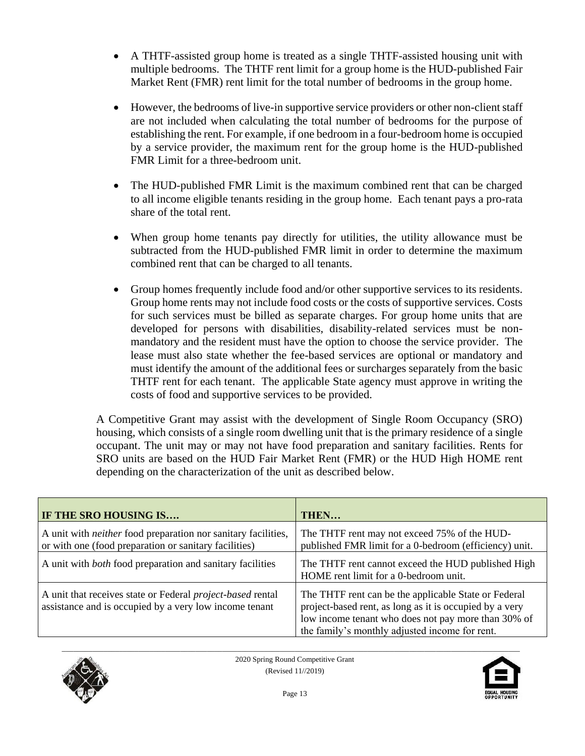- A THTF-assisted group home is treated as a single THTF-assisted housing unit with multiple bedrooms. The THTF rent limit for a group home is the HUD-published Fair Market Rent (FMR) rent limit for the total number of bedrooms in the group home.

- However, the bedrooms of live-in supportive service providers or other non-client staff are not included when calculating the total number of bedrooms for the purpose of establishing the rent. For example, if one bedroom in a four-bedroom home is occupied by a service provider, the maximum rent for the group home is the HUD-published FMR Limit for a three-bedroom unit.

- The HUD-published FMR Limit is the maximum combined rent that can be charged to all income eligible tenants residing in the group home. Each tenant pays a pro-rata share of the total rent.

- When group home tenants pay directly for utilities, the utility allowance must be subtracted from the HUD-published FMR limit in order to determine the maximum combined rent that can be charged to all tenants.

- Group homes frequently include food and/or other supportive services to its residents. Group home rents may not include food costs or the costs of supportive services. Costs for such services must be billed as separate charges. For group home units that are developed for persons with disabilities, disability-related services must be non-mandatory and the resident must have the option to choose the service provider. The lease must also state whether the fee-based services are optional or mandatory and must identify the amount of the additional fees or surcharges separately from the basic THTF rent for each tenant. The applicable State agency must approve in writing the costs of food and supportive services to be provided.

A Competitive Grant may assist with the development of Single Room Occupancy (SRO) housing, which consists of a single room dwelling unit that is the primary residence of a single occupant. The unit may or may not have food preparation and sanitary facilities. Rents for SRO units are based on the HUD Fair Market Rent (FMR) or the HUD High HOME rent depending on the characterization of the unit as described below.

| **IF THE SRO HOUSING IS….** | **THEN…** |
|---|---|
| A unit with *neither* food preparation nor sanitary facilities, or with one (food preparation or sanitary facilities) | The THTF rent may not exceed 75% of the HUD-published FMR limit for a 0-bedroom (efficiency) unit. |
| A unit with *both* food preparation and sanitary facilities | The THTF rent cannot exceed the HUD published High HOME rent limit for a 0-bedroom unit. |
| A unit that receives state or Federal *project-based* rental assistance and is occupied by a very low income tenant | The THTF rent can be the applicable State or Federal project-based rent, as long as it is occupied by a very low income tenant who does not pay more than 30% of the family's monthly adjusted income for rent. |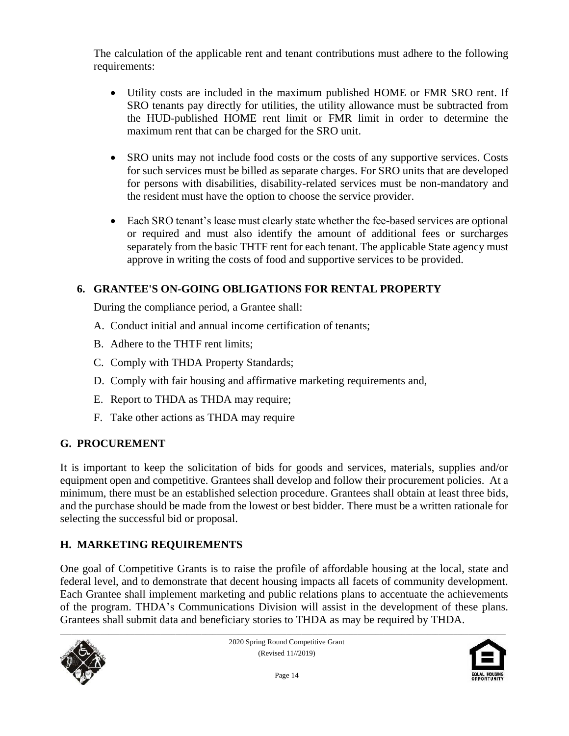The calculation of the applicable rent and tenant contributions must adhere to the following requirements:

- Utility costs are included in the maximum published HOME or FMR SRO rent. If SRO tenants pay directly for utilities, the utility allowance must be subtracted from the HUD-published HOME rent limit or FMR limit in order to determine the maximum rent that can be charged for the SRO unit.

- SRO units may not include food costs or the costs of any supportive services. Costs for such services must be billed as separate charges. For SRO units that are developed for persons with disabilities, disability-related services must be non-mandatory and the resident must have the option to choose the service provider.

- Each SRO tenant's lease must clearly state whether the fee-based services are optional or required and must also identify the amount of additional fees or surcharges separately from the basic THTF rent for each tenant. The applicable State agency must approve in writing the costs of food and supportive services to be provided.

### 6. GRANTEE'S ON-GOING OBLIGATIONS FOR RENTAL PROPERTY

During the compliance period, a Grantee shall:

A. Conduct initial and annual income certification of tenants;

B. Adhere to the THTF rent limits;

C. Comply with THDA Property Standards;

D. Comply with fair housing and affirmative marketing requirements and,

E. Report to THDA as THDA may require;

F. Take other actions as THDA may require

## G. PROCUREMENT

It is important to keep the solicitation of bids for goods and services, materials, supplies and/or equipment open and competitive. Grantees shall develop and follow their procurement policies. At a minimum, there must be an established selection procedure. Grantees shall obtain at least three bids, and the purchase should be made from the lowest or best bidder. There must be a written rationale for selecting the successful bid or proposal.

## H. MARKETING REQUIREMENTS

One goal of Competitive Grants is to raise the profile of affordable housing at the local, state and federal level, and to demonstrate that decent housing impacts all facets of community development. Each Grantee shall implement marketing and public relations plans to accentuate the achievements of the program. THDA's Communications Division will assist in the development of these plans. Grantees shall submit data and beneficiary stories to THDA as may be required by THDA.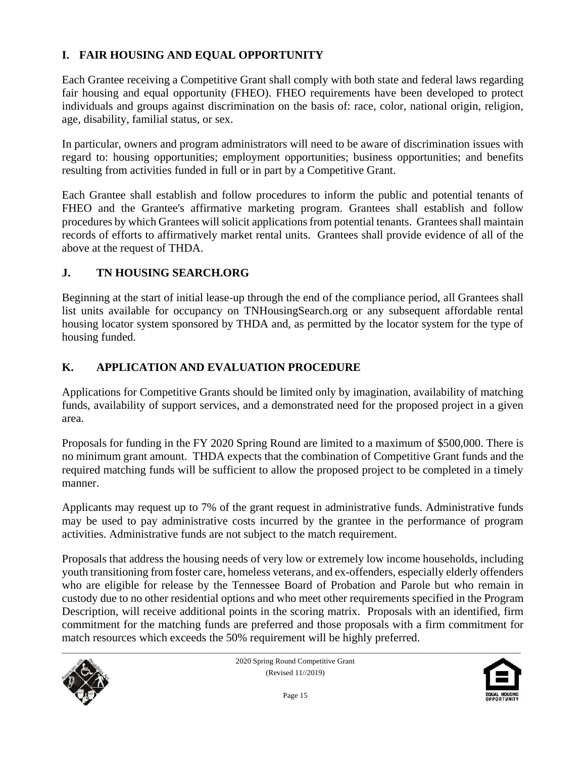## I. FAIR HOUSING AND EQUAL OPPORTUNITY

Each Grantee receiving a Competitive Grant shall comply with both state and federal laws regarding fair housing and equal opportunity (FHEO). FHEO requirements have been developed to protect individuals and groups against discrimination on the basis of: race, color, national origin, religion, age, disability, familial status, or sex.

In particular, owners and program administrators will need to be aware of discrimination issues with regard to: housing opportunities; employment opportunities; business opportunities; and benefits resulting from activities funded in full or in part by a Competitive Grant.

Each Grantee shall establish and follow procedures to inform the public and potential tenants of FHEO and the Grantee's affirmative marketing program. Grantees shall establish and follow procedures by which Grantees will solicit applications from potential tenants. Grantees shall maintain records of efforts to affirmatively market rental units. Grantees shall provide evidence of all of the above at the request of THDA.

## J. TN HOUSING SEARCH.ORG

Beginning at the start of initial lease-up through the end of the compliance period, all Grantees shall list units available for occupancy on TNHousingSearch.org or any subsequent affordable rental housing locator system sponsored by THDA and, as permitted by the locator system for the type of housing funded.

## K. APPLICATION AND EVALUATION PROCEDURE

Applications for Competitive Grants should be limited only by imagination, availability of matching funds, availability of support services, and a demonstrated need for the proposed project in a given area.

Proposals for funding in the FY 2020 Spring Round are limited to a maximum of $500,000. There is no minimum grant amount. THDA expects that the combination of Competitive Grant funds and the required matching funds will be sufficient to allow the proposed project to be completed in a timely manner.

Applicants may request up to 7% of the grant request in administrative funds. Administrative funds may be used to pay administrative costs incurred by the grantee in the performance of program activities. Administrative funds are not subject to the match requirement.

Proposals that address the housing needs of very low or extremely low income households, including youth transitioning from foster care, homeless veterans, and ex-offenders, especially elderly offenders who are eligible for release by the Tennessee Board of Probation and Parole but who remain in custody due to no other residential options and who meet other requirements specified in the Program Description, will receive additional points in the scoring matrix. Proposals with an identified, firm commitment for the matching funds are preferred and those proposals with a firm commitment for match resources which exceeds the 50% requirement will be highly preferred.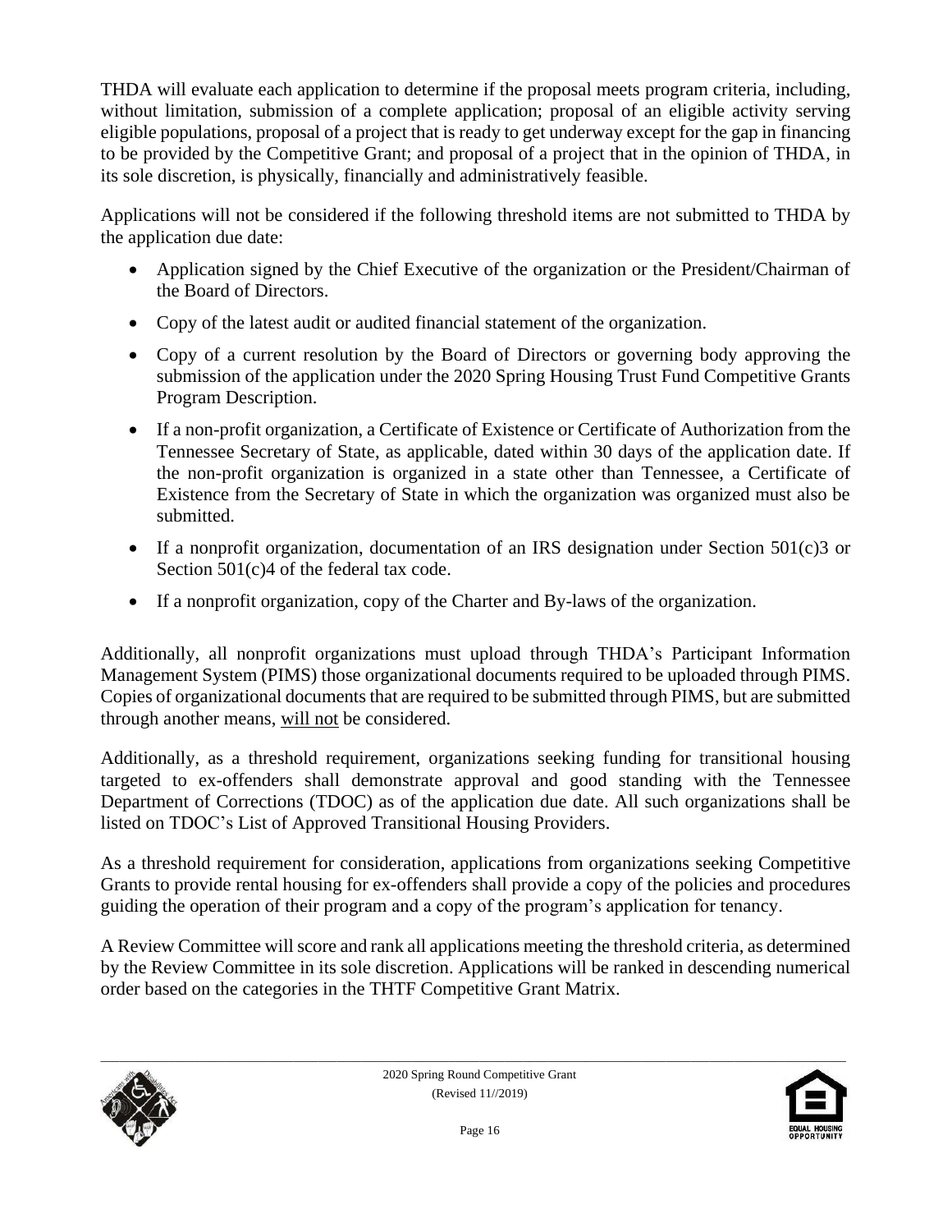THDA will evaluate each application to determine if the proposal meets program criteria, including, without limitation, submission of a complete application; proposal of an eligible activity serving eligible populations, proposal of a project that is ready to get underway except for the gap in financing to be provided by the Competitive Grant; and proposal of a project that in the opinion of THDA, in its sole discretion, is physically, financially and administratively feasible.

Applications will not be considered if the following threshold items are not submitted to THDA by the application due date:

- Application signed by the Chief Executive of the organization or the President/Chairman of the Board of Directors.
- Copy of the latest audit or audited financial statement of the organization.
- Copy of a current resolution by the Board of Directors or governing body approving the submission of the application under the 2020 Spring Housing Trust Fund Competitive Grants Program Description.
- If a non-profit organization, a Certificate of Existence or Certificate of Authorization from the Tennessee Secretary of State, as applicable, dated within 30 days of the application date. If the non-profit organization is organized in a state other than Tennessee, a Certificate of Existence from the Secretary of State in which the organization was organized must also be submitted.
- If a nonprofit organization, documentation of an IRS designation under Section 501(c)3 or Section 501(c)4 of the federal tax code.
- If a nonprofit organization, copy of the Charter and By-laws of the organization.

Additionally, all nonprofit organizations must upload through THDA's Participant Information Management System (PIMS) those organizational documents required to be uploaded through PIMS. Copies of organizational documents that are required to be submitted through PIMS, but are submitted through another means, <u>will not</u> be considered.

Additionally, as a threshold requirement, organizations seeking funding for transitional housing targeted to ex-offenders shall demonstrate approval and good standing with the Tennessee Department of Corrections (TDOC) as of the application due date. All such organizations shall be listed on TDOC's List of Approved Transitional Housing Providers.

As a threshold requirement for consideration, applications from organizations seeking Competitive Grants to provide rental housing for ex-offenders shall provide a copy of the policies and procedures guiding the operation of their program and a copy of the program's application for tenancy.

A Review Committee will score and rank all applications meeting the threshold criteria, as determined by the Review Committee in its sole discretion. Applications will be ranked in descending numerical order based on the categories in the THTF Competitive Grant Matrix.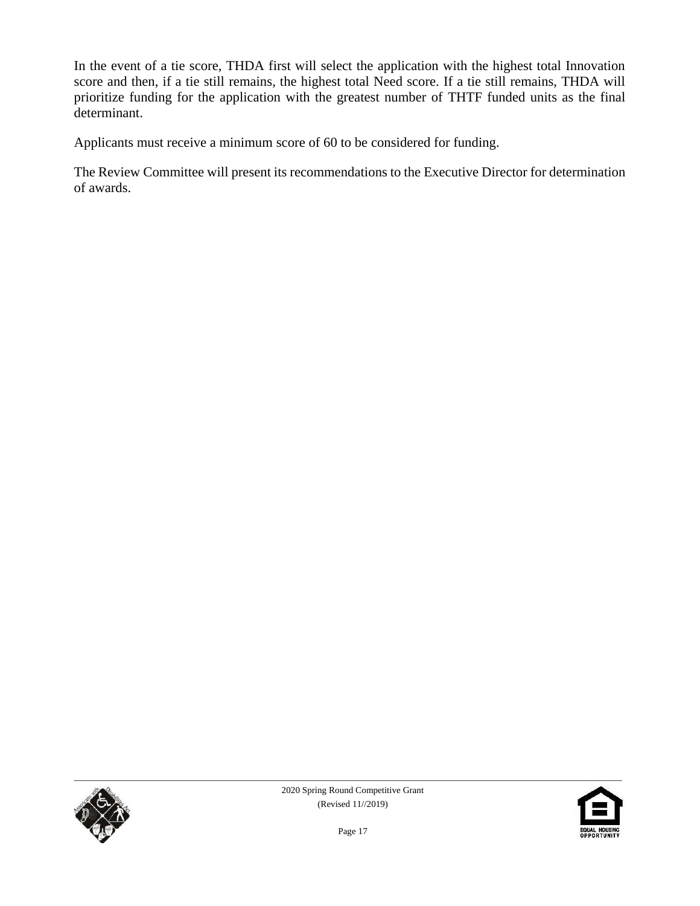In the event of a tie score, THDA first will select the application with the highest total Innovation score and then, if a tie still remains, the highest total Need score. If a tie still remains, THDA will prioritize funding for the application with the greatest number of THTF funded units as the final determinant.

Applicants must receive a minimum score of 60 to be considered for funding.

The Review Committee will present its recommendations to the Executive Director for determination of awards.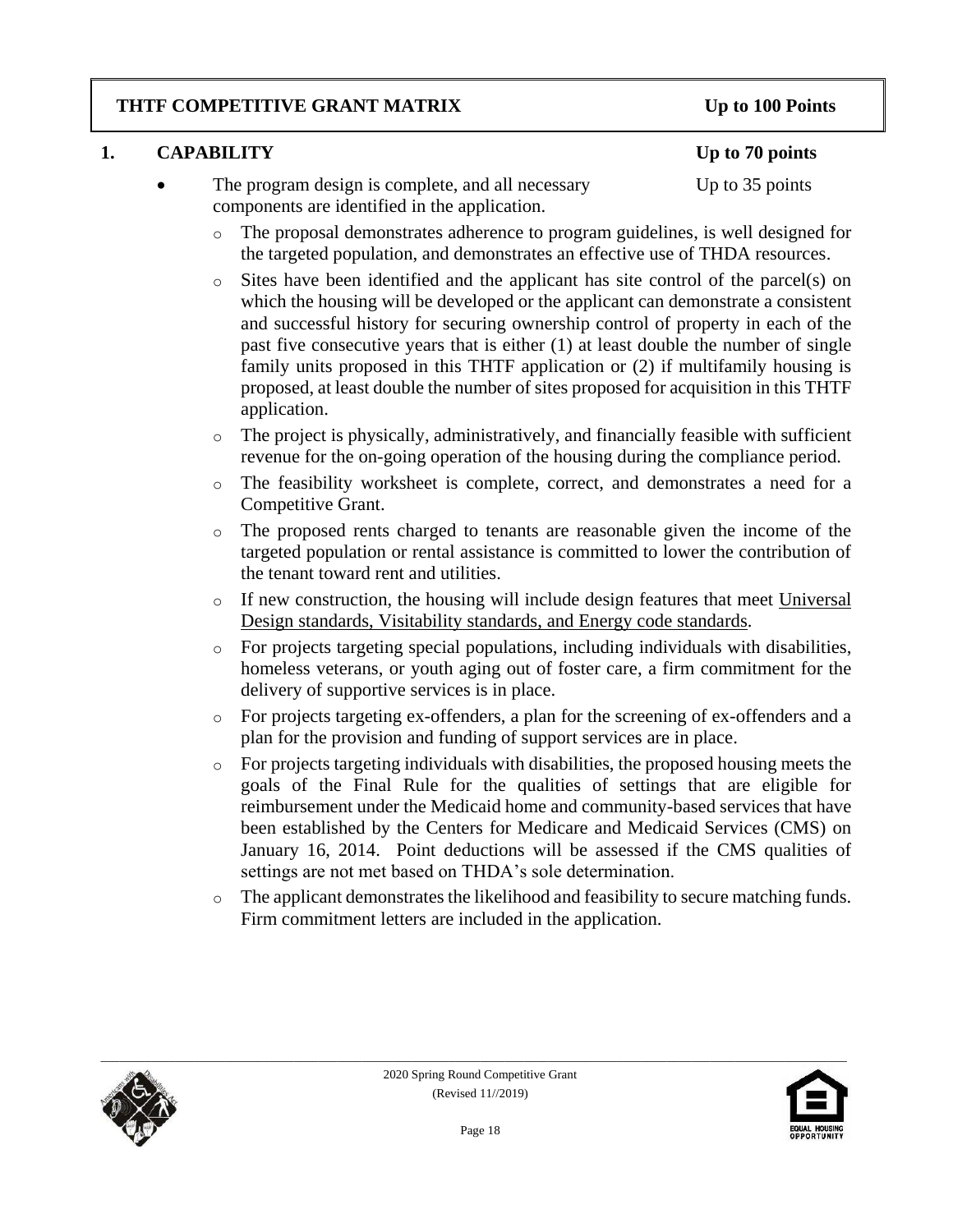## THTF COMPETITIVE GRANT MATRIX — Up to 100 Points

### 1. CAPABILITY — Up to 70 points

- The program design is complete, and all necessary components are identified in the application. — Up to 35 points
  - The proposal demonstrates adherence to program guidelines, is well designed for the targeted population, and demonstrates an effective use of THDA resources.
  - Sites have been identified and the applicant has site control of the parcel(s) on which the housing will be developed or the applicant can demonstrate a consistent and successful history for securing ownership control of property in each of the past five consecutive years that is either (1) at least double the number of single family units proposed in this THTF application or (2) if multifamily housing is proposed, at least double the number of sites proposed for acquisition in this THTF application.
  - The project is physically, administratively, and financially feasible with sufficient revenue for the on-going operation of the housing during the compliance period.
  - The feasibility worksheet is complete, correct, and demonstrates a need for a Competitive Grant.
  - The proposed rents charged to tenants are reasonable given the income of the targeted population or rental assistance is committed to lower the contribution of the tenant toward rent and utilities.
  - If new construction, the housing will include design features that meet Universal Design standards, Visitability standards, and Energy code standards.
  - For projects targeting special populations, including individuals with disabilities, homeless veterans, or youth aging out of foster care, a firm commitment for the delivery of supportive services is in place.
  - For projects targeting ex-offenders, a plan for the screening of ex-offenders and a plan for the provision and funding of support services are in place.
  - For projects targeting individuals with disabilities, the proposed housing meets the goals of the Final Rule for the qualities of settings that are eligible for reimbursement under the Medicaid home and community-based services that have been established by the Centers for Medicare and Medicaid Services (CMS) on January 16, 2014. Point deductions will be assessed if the CMS qualities of settings are not met based on THDA's sole determination.
  - The applicant demonstrates the likelihood and feasibility to secure matching funds. Firm commitment letters are included in the application.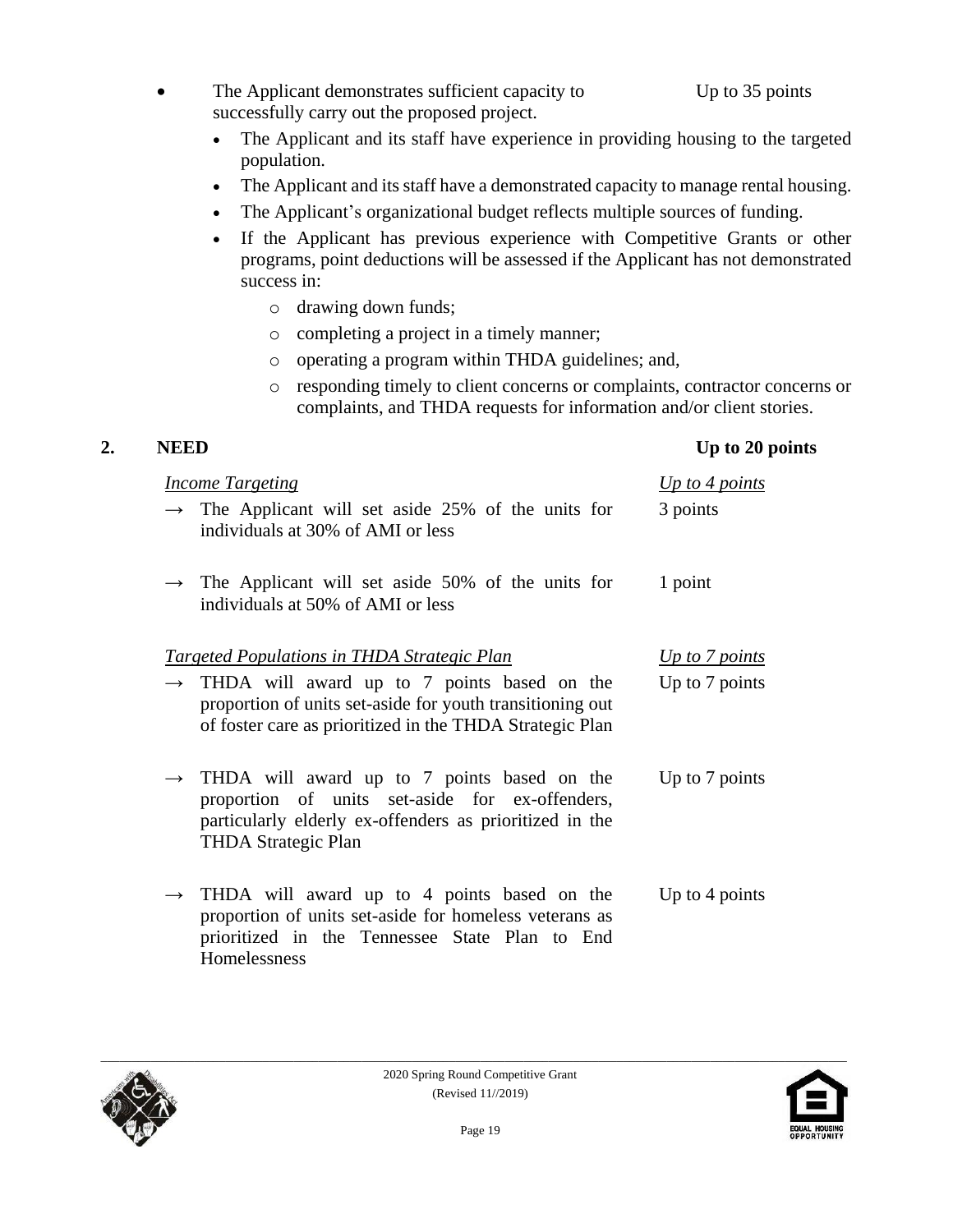- The Applicant demonstrates sufficient capacity to successfully carry out the proposed project. — Up to 35 points
  - The Applicant and its staff have experience in providing housing to the targeted population.
  - The Applicant and its staff have a demonstrated capacity to manage rental housing.
  - The Applicant's organizational budget reflects multiple sources of funding.
  - If the Applicant has previous experience with Competitive Grants or other programs, point deductions will be assessed if the Applicant has not demonstrated success in:
    - drawing down funds;
    - completing a project in a timely manner;
    - operating a program within THDA guidelines; and,
    - responding timely to client concerns or complaints, contractor concerns or complaints, and THDA requests for information and/or client stories.

## 2. NEED — Up to 20 points

| | |
|---|---|
| ***Income Targeting*** | ***Up to 4 points*** |
| → The Applicant will set aside 25% of the units for individuals at 30% of AMI or less | 3 points |
| → The Applicant will set aside 50% of the units for individuals at 50% of AMI or less | 1 point |
| ***Targeted Populations in THDA Strategic Plan*** | ***Up to 7 points*** |
| → THDA will award up to 7 points based on the proportion of units set-aside for youth transitioning out of foster care as prioritized in the THDA Strategic Plan | Up to 7 points |
| → THDA will award up to 7 points based on the proportion of units set-aside for ex-offenders, particularly elderly ex-offenders as prioritized in the THDA Strategic Plan | Up to 7 points |
| → THDA will award up to 4 points based on the proportion of units set-aside for homeless veterans as prioritized in the Tennessee State Plan to End Homelessness | Up to 4 points |

2020 Spring Round Competitive Grant
(Revised 11//2019)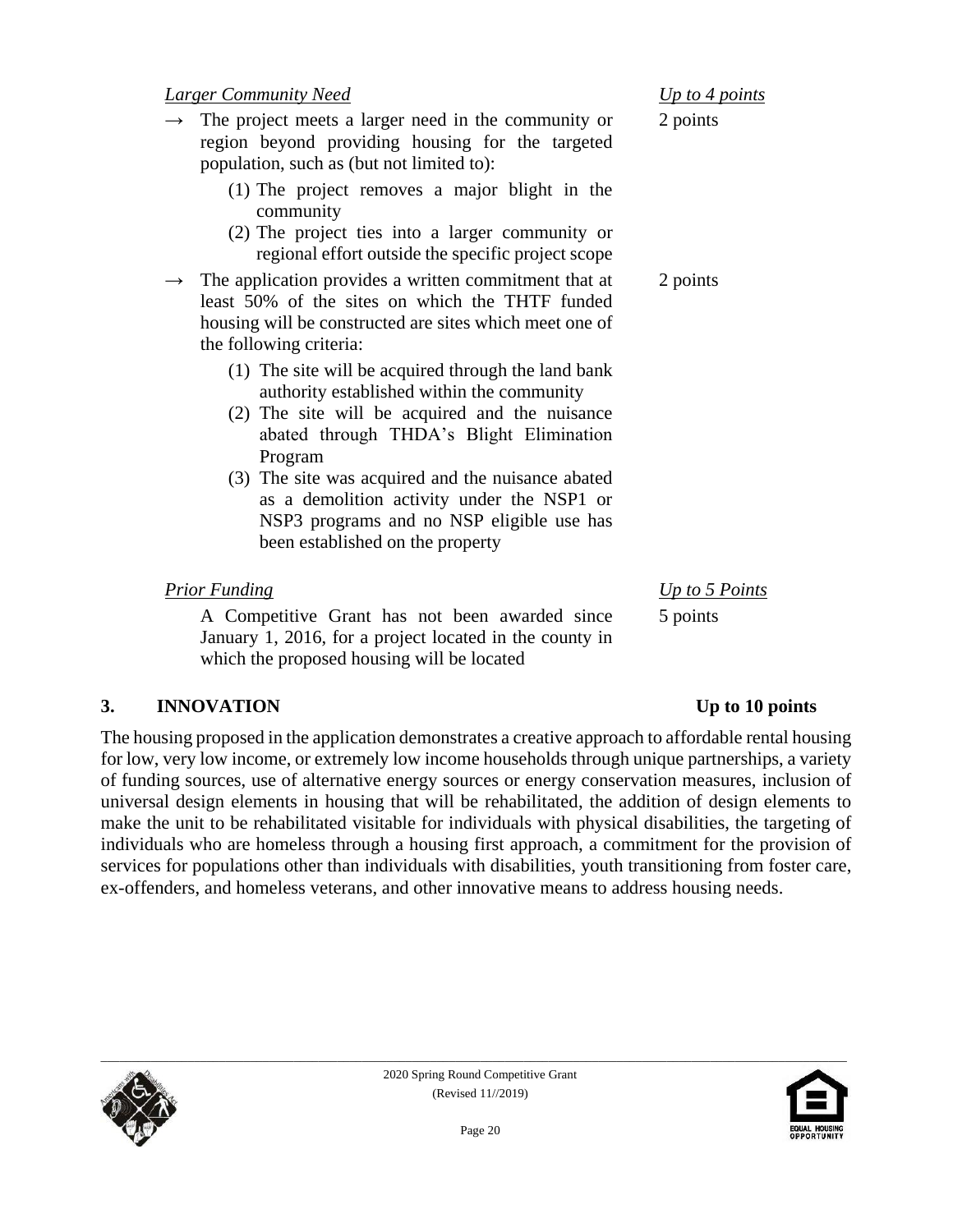*Larger Community Need* | *Up to 4 points*

→ The project meets a larger need in the community or region beyond providing housing for the targeted population, such as (but not limited to): — 2 points

(1) The project removes a major blight in the community
(2) The project ties into a larger community or regional effort outside the specific project scope

→ The application provides a written commitment that at least 50% of the sites on which the THTF funded housing will be constructed are sites which meet one of the following criteria: — 2 points

(1) The site will be acquired through the land bank authority established within the community
(2) The site will be acquired and the nuisance abated through THDA's Blight Elimination Program
(3) The site was acquired and the nuisance abated as a demolition activity under the NSP1 or NSP3 programs and no NSP eligible use has been established on the property

*Prior Funding* | *Up to 5 Points*

A Competitive Grant has not been awarded since January 1, 2016, for a project located in the county in which the proposed housing will be located — 5 points

## 3. INNOVATION — Up to 10 points

The housing proposed in the application demonstrates a creative approach to affordable rental housing for low, very low income, or extremely low income households through unique partnerships, a variety of funding sources, use of alternative energy sources or energy conservation measures, inclusion of universal design elements in housing that will be rehabilitated, the addition of design elements to make the unit to be rehabilitated visitable for individuals with physical disabilities, the targeting of individuals who are homeless through a housing first approach, a commitment for the provision of services for populations other than individuals with disabilities, youth transitioning from foster care, ex-offenders, and homeless veterans, and other innovative means to address housing needs.